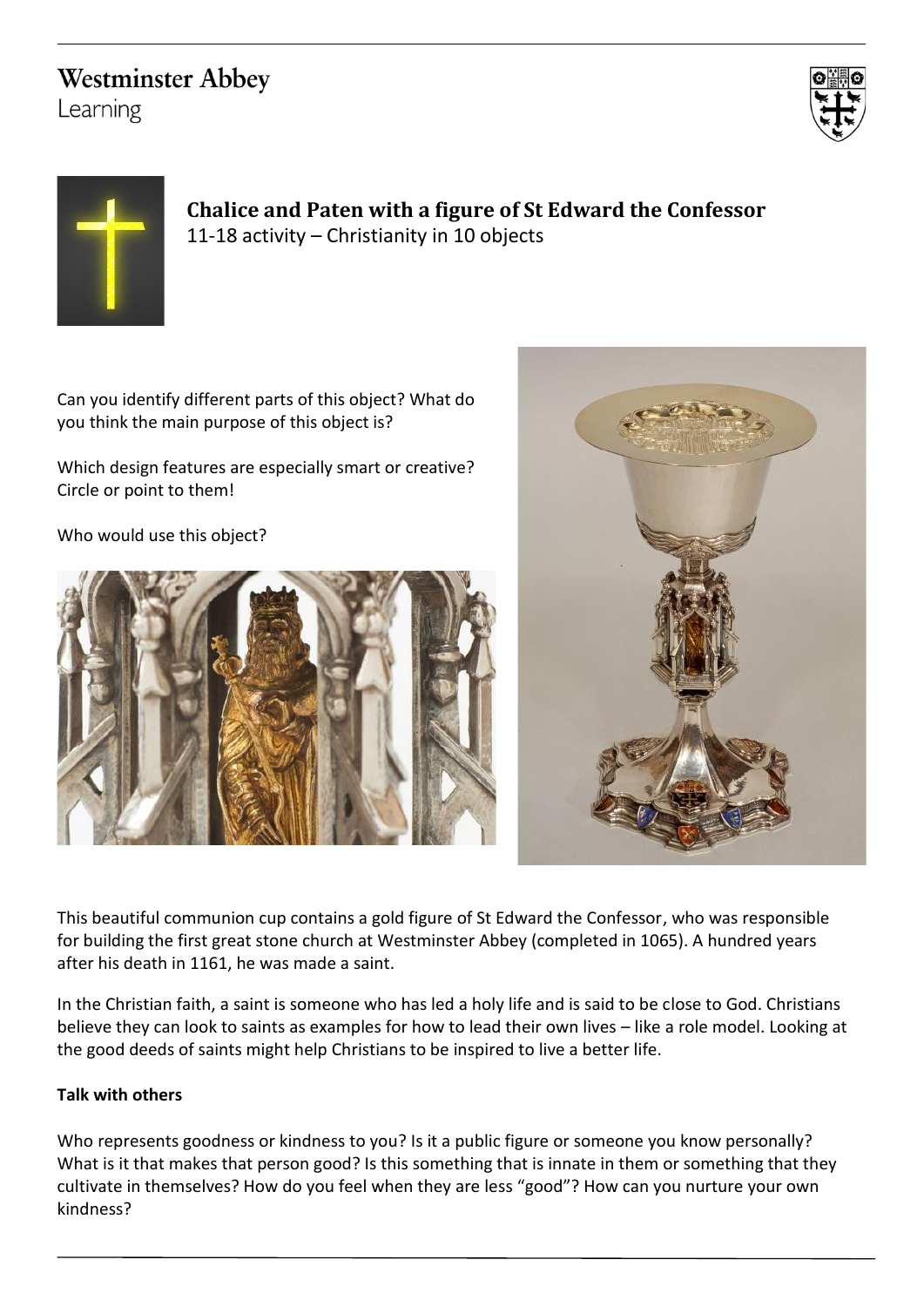Westminster Abbey
Learning

# Chalice and Paten with a figure of St Edward the Confessor

11-18 activity – Christianity in 10 objects

Can you identify different parts of this object? What do you think the main purpose of this object is?

Which design features are especially smart or creative? Circle or point to them!

Who would use this object?

This beautiful communion cup contains a gold figure of St Edward the Confessor, who was responsible for building the first great stone church at Westminster Abbey (completed in 1065). A hundred years after his death in 1161, he was made a saint.

In the Christian faith, a saint is someone who has led a holy life and is said to be close to God. Christians believe they can look to saints as examples for how to lead their own lives – like a role model. Looking at the good deeds of saints might help Christians to be inspired to live a better life.

**Talk with others**

Who represents goodness or kindness to you? Is it a public figure or someone you know personally? What is it that makes that person good? Is this something that is innate in them or something that they cultivate in themselves? How do you feel when they are less "good"? How can you nurture your own kindness?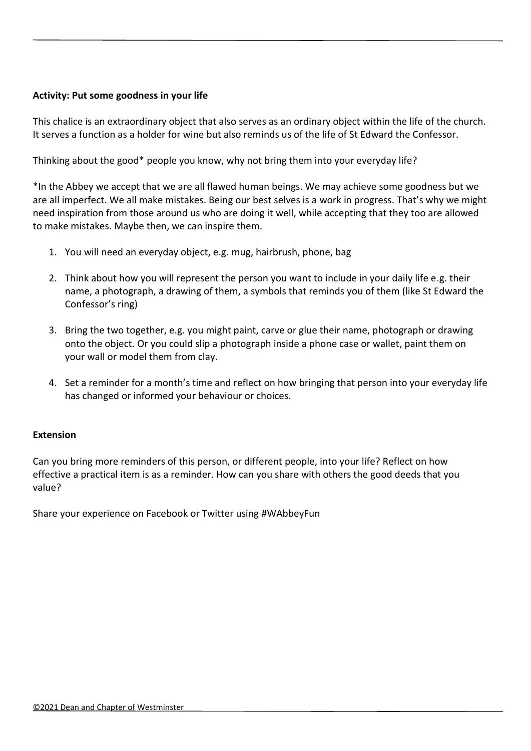**Activity: Put some goodness in your life**

This chalice is an extraordinary object that also serves as an ordinary object within the life of the church. It serves a function as a holder for wine but also reminds us of the life of St Edward the Confessor.

Thinking about the good* people you know, why not bring them into your everyday life?

*In the Abbey we accept that we are all flawed human beings. We may achieve some goodness but we are all imperfect. We all make mistakes. Being our best selves is a work in progress. That's why we might need inspiration from those around us who are doing it well, while accepting that they too are allowed to make mistakes. Maybe then, we can inspire them.

1. You will need an everyday object, e.g. mug, hairbrush, phone, bag
2. Think about how you will represent the person you want to include in your daily life e.g. their name, a photograph, a drawing of them, a symbols that reminds you of them (like St Edward the Confessor's ring)
3. Bring the two together, e.g. you might paint, carve or glue their name, photograph or drawing onto the object. Or you could slip a photograph inside a phone case or wallet, paint them on your wall or model them from clay.
4. Set a reminder for a month's time and reflect on how bringing that person into your everyday life has changed or informed your behaviour or choices.

**Extension**

Can you bring more reminders of this person, or different people, into your life? Reflect on how effective a practical item is as a reminder. How can you share with others the good deeds that you value?

Share your experience on Facebook or Twitter using #WAbbeyFun

©2021 Dean and Chapter of Westminster